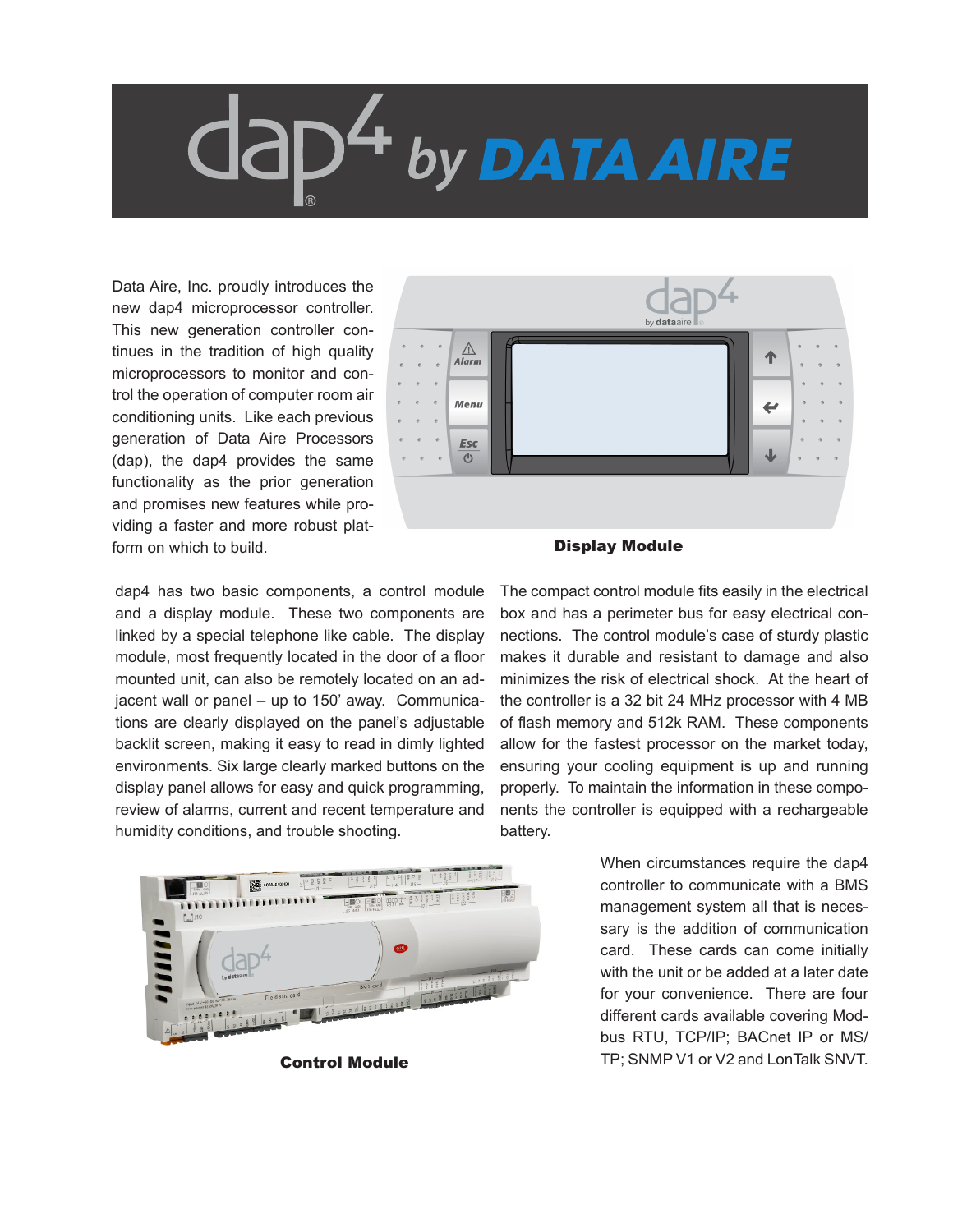# dap4® by DATA AIRE

Data Aire, Inc. proudly introduces the new dap4 microprocessor controller. This new generation controller continues in the tradition of high quality microprocessors to monitor and control the operation of computer room air conditioning units. Like each previous generation of Data Aire Processors (dap), the dap4 provides the same functionality as the prior generation and promises new features while providing a faster and more robust platform on which to build.

**Display Module**

dap4 has two basic components, a control module and a display module. These two components are linked by a special telephone like cable. The display module, most frequently located in the door of a floor mounted unit, can also be remotely located on an adjacent wall or panel – up to 150' away. Communications are clearly displayed on the panel's adjustable backlit screen, making it easy to read in dimly lighted environments. Six large clearly marked buttons on the display panel allows for easy and quick programming, review of alarms, current and recent temperature and humidity conditions, and trouble shooting.

The compact control module fits easily in the electrical box and has a perimeter bus for easy electrical connections. The control module's case of sturdy plastic makes it durable and resistant to damage and also minimizes the risk of electrical shock. At the heart of the controller is a 32 bit 24 MHz processor with 4 MB of flash memory and 512k RAM. These components allow for the fastest processor on the market today, ensuring your cooling equipment is up and running properly. To maintain the information in these components the controller is equipped with a rechargeable battery.

**Control Module**

When circumstances require the dap4 controller to communicate with a BMS management system all that is necessary is the addition of communication card. These cards can come initially with the unit or be added at a later date for your convenience. There are four different cards available covering Modbus RTU, TCP/IP; BACnet IP or MS/TP; SNMP V1 or V2 and LonTalk SNVT.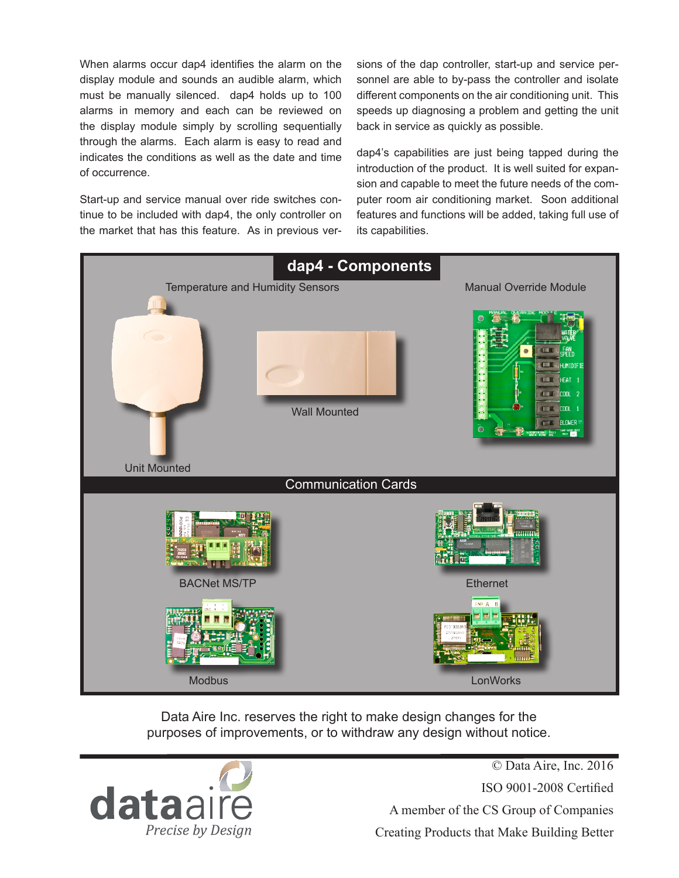When alarms occur dap4 identifies the alarm on the display module and sounds an audible alarm, which must be manually silenced. dap4 holds up to 100 alarms in memory and each can be reviewed on the display module simply by scrolling sequentially through the alarms. Each alarm is easy to read and indicates the conditions as well as the date and time of occurrence.

Start-up and service manual over ride switches continue to be included with dap4, the only controller on the market that has this feature. As in previous versions of the dap controller, start-up and service personnel are able to by-pass the controller and isolate different components on the air conditioning unit. This speeds up diagnosing a problem and getting the unit back in service as quickly as possible.

dap4's capabilities are just being tapped during the introduction of the product. It is well suited for expansion and capable to meet the future needs of the computer room air conditioning market. Soon additional features and functions will be added, taking full use of its capabilities.

## dap4 - Components

Temperature and Humidity Sensors

Unit Mounted

Wall Mounted

Manual Override Module

### Communication Cards

BACNet MS/TP

Ethernet

Modbus

LonWorks

Data Aire Inc. reserves the right to make design changes for the purposes of improvements, or to withdraw any design without notice.

dataaire
*Precise by Design*

© Data Aire, Inc. 2016
ISO 9001-2008 Certified
A member of the CS Group of Companies
Creating Products that Make Building Better